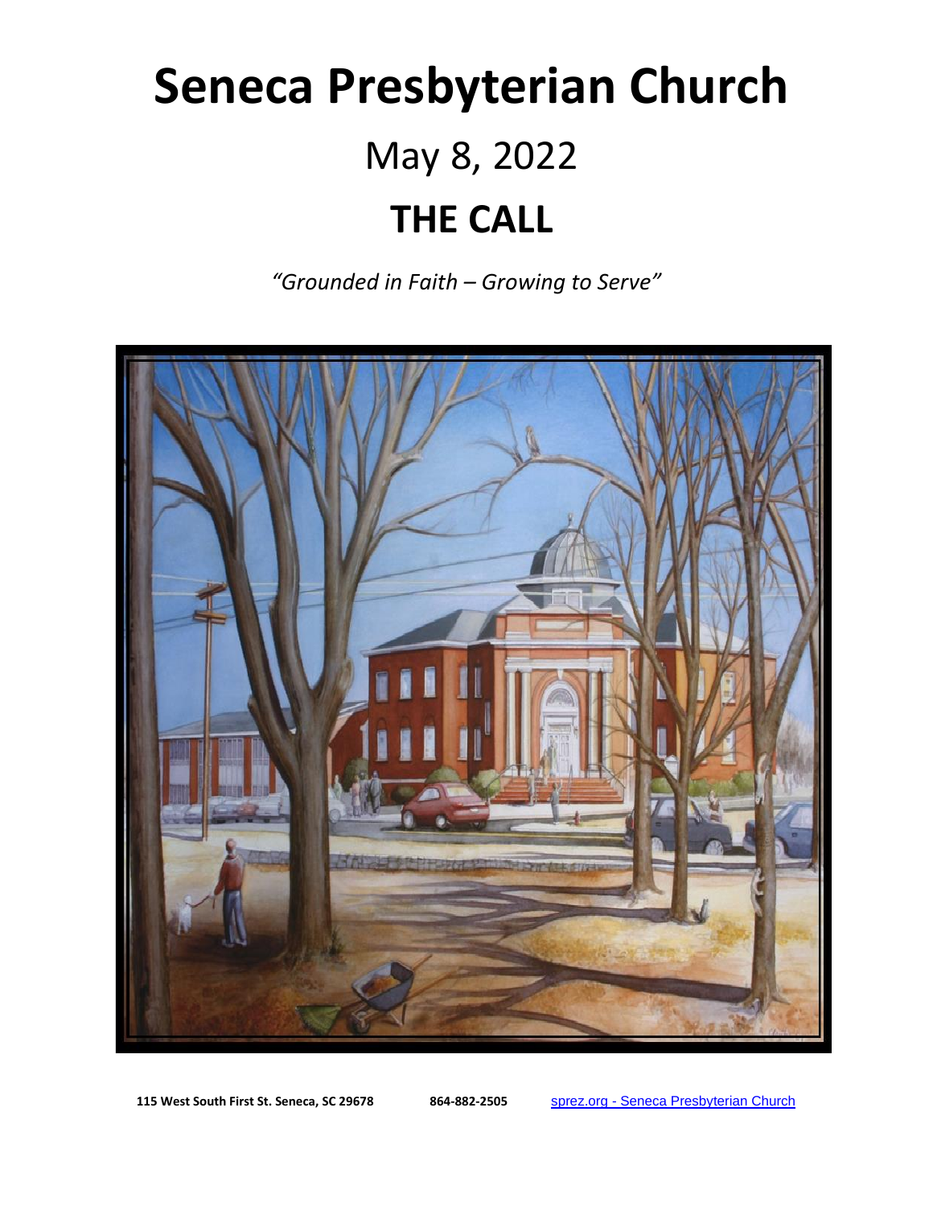# Seneca Presbyterian Church

## May 8, 2022

# THE CALL

*"Grounded in Faith – Growing to Serve"*

**115 West South First St. Seneca, SC 29678** **864-882-2505** [sprez.org - Seneca Presbyterian Church](sprez.org)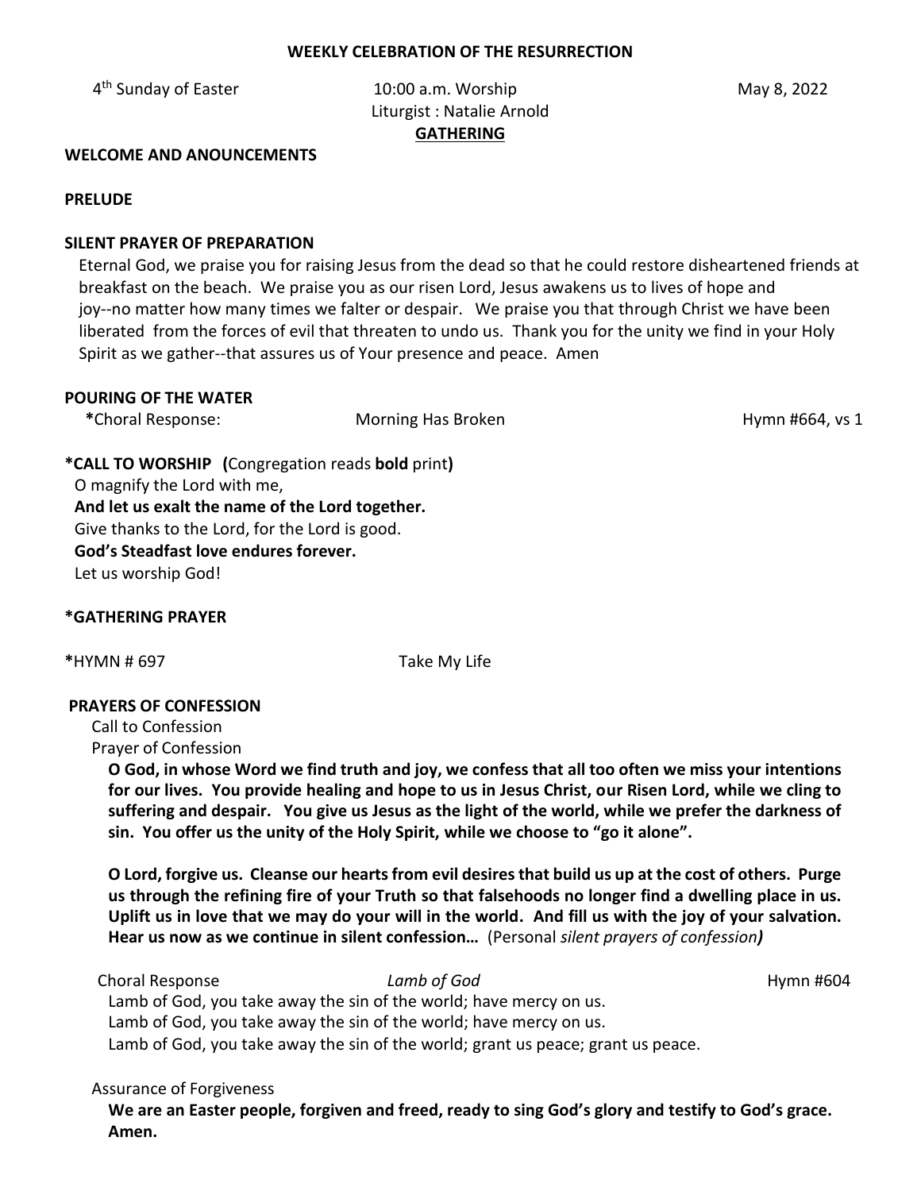**WEEKLY CELEBRATION OF THE RESURRECTION**

4th Sunday of Easter 10:00 a.m. Worship May 8, 2022

Liturgist : Natalie Arnold

**GATHERING**

**WELCOME AND ANOUNCEMENTS**

**PRELUDE**

**SILENT PRAYER OF PREPARATION**

Eternal God, we praise you for raising Jesus from the dead so that he could restore disheartened friends at breakfast on the beach. We praise you as our risen Lord, Jesus awakens us to lives of hope and joy--no matter how many times we falter or despair. We praise you that through Christ we have been liberated from the forces of evil that threaten to undo us. Thank you for the unity we find in your Holy Spirit as we gather--that assures us of Your presence and peace. Amen

**POURING OF THE WATER**

**\***Choral Response: Morning Has Broken Hymn #664, vs 1

**\*CALL TO WORSHIP (**Congregation reads **bold** print**)**

O magnify the Lord with me,

**And let us exalt the name of the Lord together.**

Give thanks to the Lord, for the Lord is good.

**God's Steadfast love endures forever.**

Let us worship God!

**\*GATHERING PRAYER**

**\***HYMN # 697 Take My Life

**PRAYERS OF CONFESSION**

Call to Confession

Prayer of Confession

**O God, in whose Word we find truth and joy, we confess that all too often we miss your intentions for our lives. You provide healing and hope to us in Jesus Christ, our Risen Lord, while we cling to suffering and despair. You give us Jesus as the light of the world, while we prefer the darkness of sin. You offer us the unity of the Holy Spirit, while we choose to "go it alone".**

**O Lord, forgive us. Cleanse our hearts from evil desires that build us up at the cost of others. Purge us through the refining fire of your Truth so that falsehoods no longer find a dwelling place in us. Uplift us in love that we may do your will in the world. And fill us with the joy of your salvation. Hear us now as we continue in silent confession…** (Personal *silent prayers of confession)*

Choral Response *Lamb of God* Hymn #604

Lamb of God, you take away the sin of the world; have mercy on us.
Lamb of God, you take away the sin of the world; have mercy on us.
Lamb of God, you take away the sin of the world; grant us peace; grant us peace.

Assurance of Forgiveness

**We are an Easter people, forgiven and freed, ready to sing God's glory and testify to God's grace. Amen.**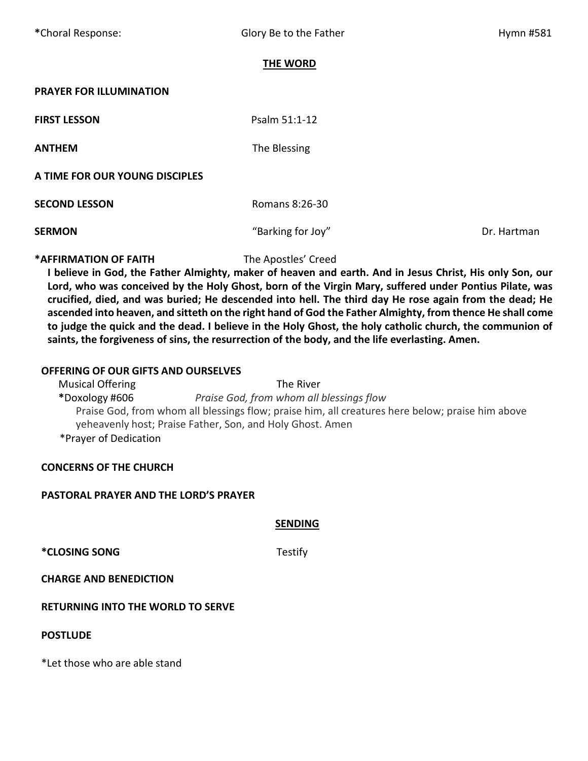*Choral Response: Glory Be to the Father Hymn #581

## THE WORD

**PRAYER FOR ILLUMINATION**

**FIRST LESSON** Psalm 51:1-12

**ANTHEM** The Blessing

**A TIME FOR OUR YOUNG DISCIPLES**

**SECOND LESSON** Romans 8:26-30

**SERMON** "Barking for Joy" Dr. Hartman

**\*AFFIRMATION OF FAITH** The Apostles' Creed

**I believe in God, the Father Almighty, maker of heaven and earth. And in Jesus Christ, His only Son, our Lord, who was conceived by the Holy Ghost, born of the Virgin Mary, suffered under Pontius Pilate, was crucified, died, and was buried; He descended into hell. The third day He rose again from the dead; He ascended into heaven, and sitteth on the right hand of God the Father Almighty, from thence He shall come to judge the quick and the dead. I believe in the Holy Ghost, the holy catholic church, the communion of saints, the forgiveness of sins, the resurrection of the body, and the life everlasting. Amen.**

**OFFERING OF OUR GIFTS AND OURSELVES**

Musical Offering The River

**\***Doxology #606 *Praise God, from whom all blessings flow*

Praise God, from whom all blessings flow; praise him, all creatures here below; praise him above yeheavenly host; Praise Father, Son, and Holy Ghost. Amen

*Prayer of Dedication

**CONCERNS OF THE CHURCH**

**PASTORAL PRAYER AND THE LORD'S PRAYER**

## SENDING

**\*CLOSING SONG** Testify

**CHARGE AND BENEDICTION**

**RETURNING INTO THE WORLD TO SERVE**

**POSTLUDE**

*Let those who are able stand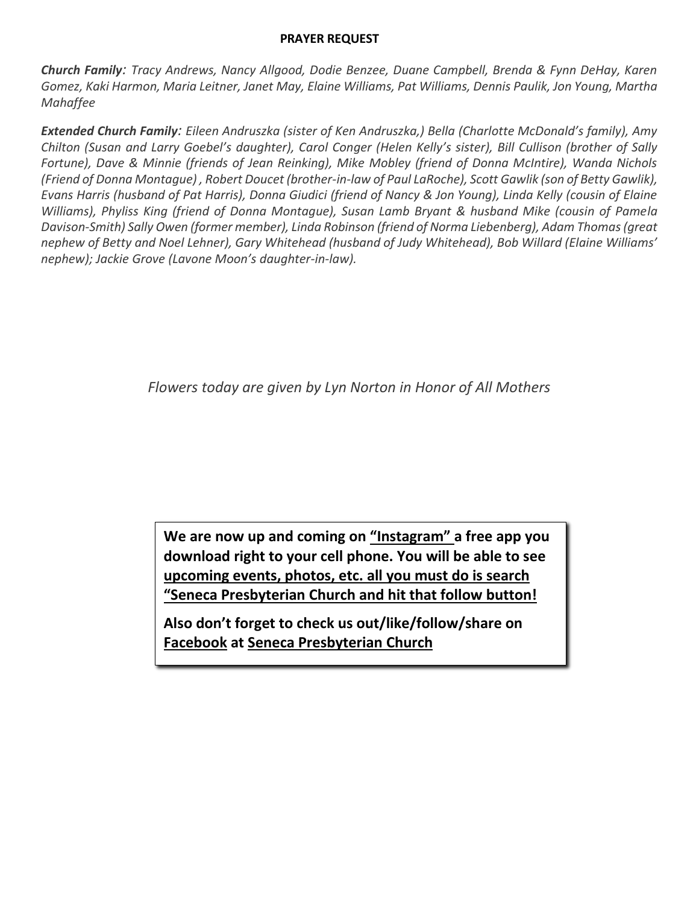## PRAYER REQUEST

***Church Family**: Tracy Andrews, Nancy Allgood, Dodie Benzee, Duane Campbell, Brenda & Fynn DeHay, Karen Gomez, Kaki Harmon, Maria Leitner, Janet May, Elaine Williams, Pat Williams, Dennis Paulik, Jon Young, Martha Mahaffee*

***Extended Church Family**: Eileen Andruszka (sister of Ken Andruszka,) Bella (Charlotte McDonald's family), Amy Chilton (Susan and Larry Goebel's daughter), Carol Conger (Helen Kelly's sister), Bill Cullison (brother of Sally Fortune), Dave & Minnie (friends of Jean Reinking), Mike Mobley (friend of Donna McIntire), Wanda Nichols (Friend of Donna Montague) , Robert Doucet (brother-in-law of Paul LaRoche), Scott Gawlik (son of Betty Gawlik), Evans Harris (husband of Pat Harris), Donna Giudici (friend of Nancy & Jon Young), Linda Kelly (cousin of Elaine Williams), Phyliss King (friend of Donna Montague), Susan Lamb Bryant & husband Mike (cousin of Pamela Davison-Smith) Sally Owen (former member), Linda Robinson (friend of Norma Liebenberg), Adam Thomas (great nephew of Betty and Noel Lehner), Gary Whitehead (husband of Judy Whitehead), Bob Willard (Elaine Williams' nephew); Jackie Grove (Lavone Moon's daughter-in-law).*

*Flowers today are given by Lyn Norton in Honor of All Mothers*

**We are now up and coming on <u>"Instagram"</u> a free app you download right to your cell phone. You will be able to see <u>upcoming events, photos, etc. all you must do is search "Seneca Presbyterian Church and hit that follow button!</u>**

**Also don't forget to check us out/like/follow/share on <u>Facebook</u> at <u>Seneca Presbyterian Church</u>**